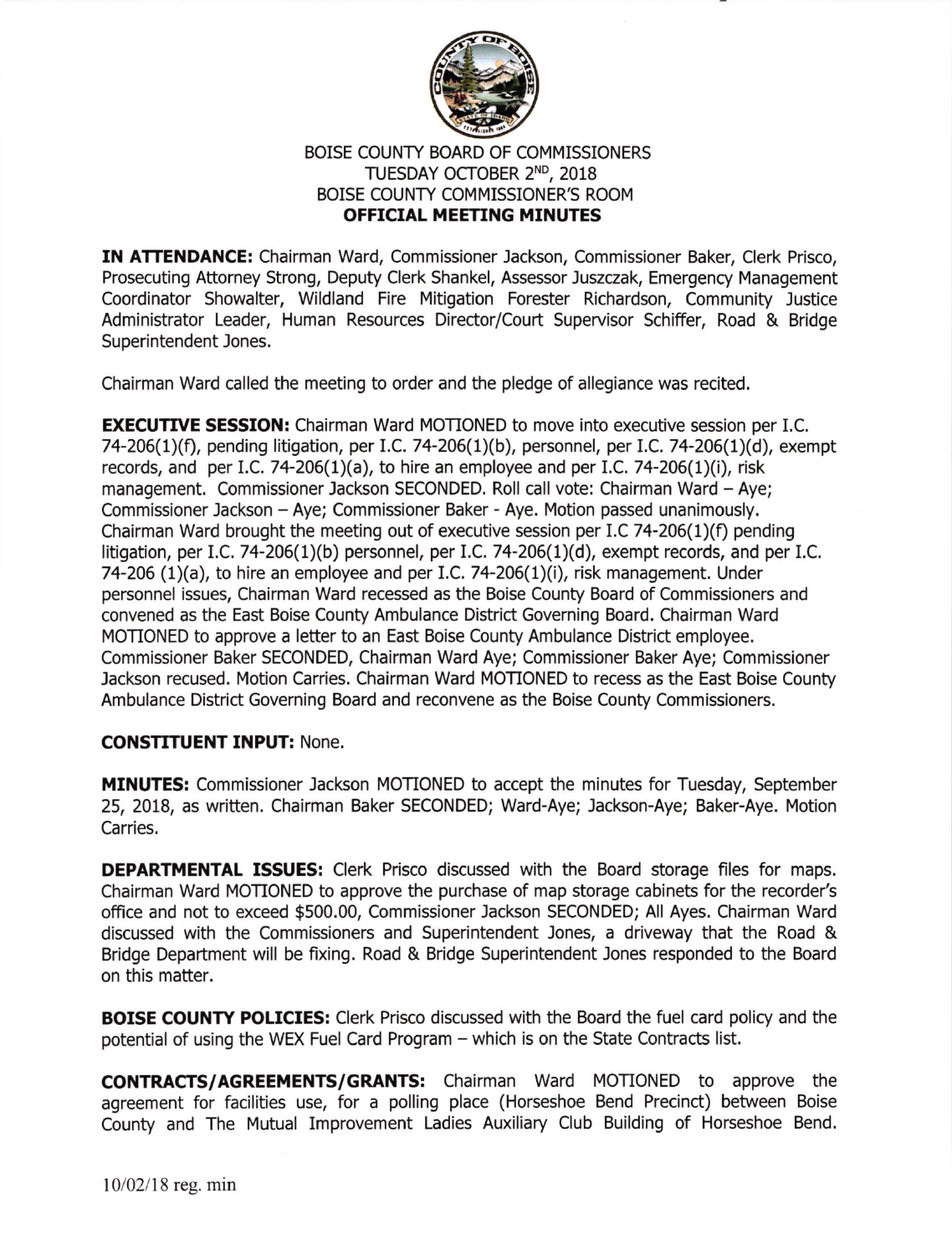# BOISE COUNTY BOARD OF COMMISSIONERS
## TUESDAY OCTOBER 2ND, 2018
## BOISE COUNTY COMMISSIONER'S ROOM
## OFFICIAL MEETING MINUTES

**IN ATTENDANCE:** Chairman Ward, Commissioner Jackson, Commissioner Baker, Clerk Prisco, Prosecuting Attorney Strong, Deputy Clerk Shankel, Assessor Juszczak, Emergency Management Coordinator Showalter, Wildland Fire Mitigation Forester Richardson, Community Justice Administrator Leader, Human Resources Director/Court Supervisor Schiffer, Road & Bridge Superintendent Jones.

Chairman Ward called the meeting to order and the pledge of allegiance was recited.

**EXECUTIVE SESSION:** Chairman Ward MOTIONED to move into executive session per I.C. 74-206(1)(f), pending litigation, per I.C. 74-206(1)(b), personnel, per I.C. 74-206(1)(d), exempt records, and per I.C. 74-206(1)(a), to hire an employee and per I.C. 74-206(1)(i), risk management. Commissioner Jackson SECONDED. Roll call vote: Chairman Ward – Aye; Commissioner Jackson – Aye; Commissioner Baker - Aye. Motion passed unanimously. Chairman Ward brought the meeting out of executive session per I.C 74-206(1)(f) pending litigation, per I.C. 74-206(1)(b) personnel, per I.C. 74-206(1)(d), exempt records, and per I.C. 74-206 (1)(a), to hire an employee and per I.C. 74-206(1)(i), risk management. Under personnel issues, Chairman Ward recessed as the Boise County Board of Commissioners and convened as the East Boise County Ambulance District Governing Board. Chairman Ward MOTIONED to approve a letter to an East Boise County Ambulance District employee. Commissioner Baker SECONDED, Chairman Ward Aye; Commissioner Baker Aye; Commissioner Jackson recused. Motion Carries. Chairman Ward MOTIONED to recess as the East Boise County Ambulance District Governing Board and reconvene as the Boise County Commissioners.

**CONSTITUENT INPUT:** None.

**MINUTES:** Commissioner Jackson MOTIONED to accept the minutes for Tuesday, September 25, 2018, as written. Chairman Baker SECONDED; Ward-Aye; Jackson-Aye; Baker-Aye. Motion Carries.

**DEPARTMENTAL ISSUES:** Clerk Prisco discussed with the Board storage files for maps. Chairman Ward MOTIONED to approve the purchase of map storage cabinets for the recorder's office and not to exceed $500.00, Commissioner Jackson SECONDED; All Ayes. Chairman Ward discussed with the Commissioners and Superintendent Jones, a driveway that the Road & Bridge Department will be fixing. Road & Bridge Superintendent Jones responded to the Board on this matter.

**BOISE COUNTY POLICIES:** Clerk Prisco discussed with the Board the fuel card policy and the potential of using the WEX Fuel Card Program – which is on the State Contracts list.

**CONTRACTS/AGREEMENTS/GRANTS:** Chairman Ward MOTIONED to approve the agreement for facilities use, for a polling place (Horseshoe Bend Precinct) between Boise County and The Mutual Improvement Ladies Auxiliary Club Building of Horseshoe Bend.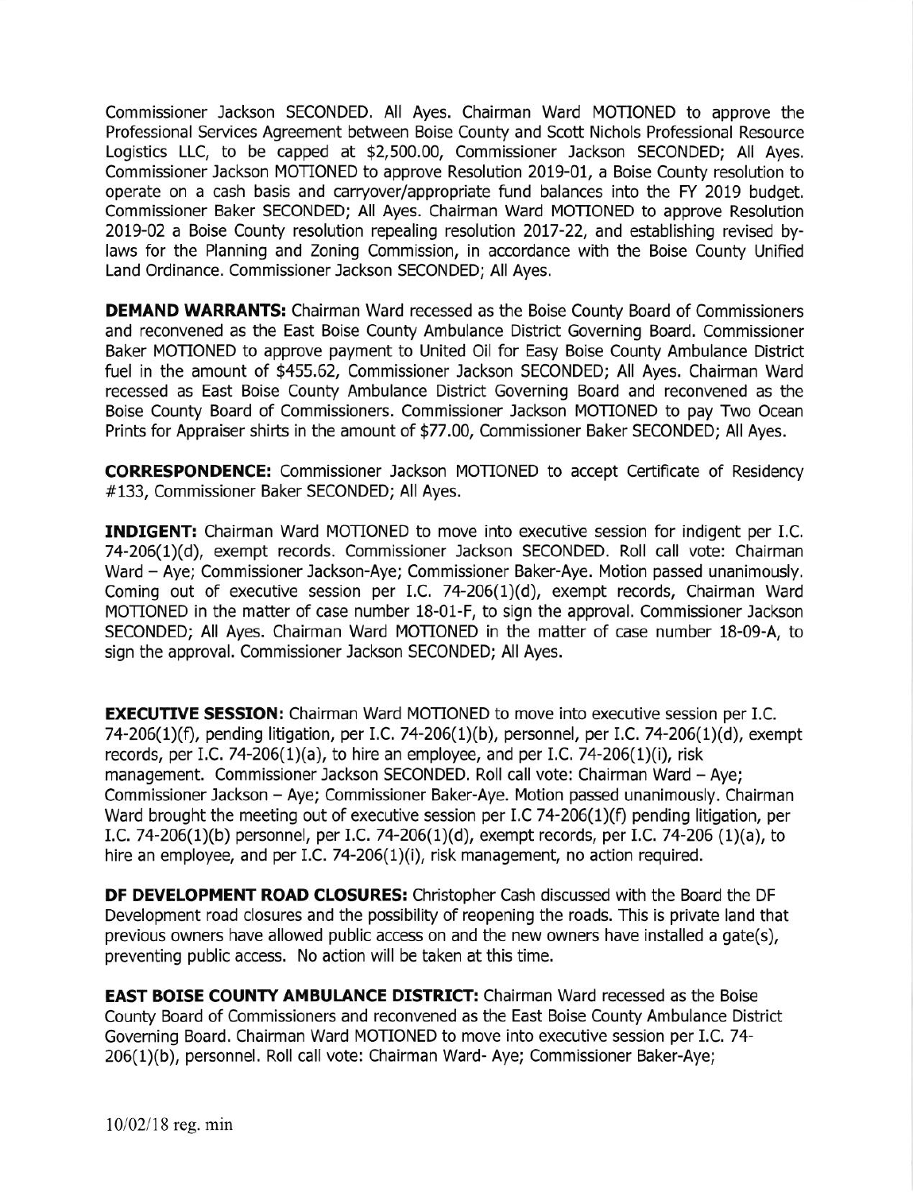Commissioner Jackson SECONDED. All Ayes. Chairman Ward MOTIONED to approve the Professional Services Agreement between Boise County and Scott Nichols Professional Resource Logistics LLC, to be capped at $2,500.00, Commissioner Jackson SECONDED; All Ayes. Commissioner Jackson MOTIONED to approve Resolution 2019-01, a Boise County resolution to operate on a cash basis and carryover/appropriate fund balances into the FY 2019 budget. Commissioner Baker SECONDED; All Ayes. Chairman Ward MOTIONED to approve Resolution 2019-02 a Boise County resolution repealing resolution 2017-22, and establishing revised by-laws for the Planning and Zoning Commission, in accordance with the Boise County Unified Land Ordinance. Commissioner Jackson SECONDED; All Ayes.

**DEMAND WARRANTS:** Chairman Ward recessed as the Boise County Board of Commissioners and reconvened as the East Boise County Ambulance District Governing Board. Commissioner Baker MOTIONED to approve payment to United Oil for Easy Boise County Ambulance District fuel in the amount of $455.62, Commissioner Jackson SECONDED; All Ayes. Chairman Ward recessed as East Boise County Ambulance District Governing Board and reconvened as the Boise County Board of Commissioners. Commissioner Jackson MOTIONED to pay Two Ocean Prints for Appraiser shirts in the amount of $77.00, Commissioner Baker SECONDED; All Ayes.

**CORRESPONDENCE:** Commissioner Jackson MOTIONED to accept Certificate of Residency #133, Commissioner Baker SECONDED; All Ayes.

**INDIGENT:** Chairman Ward MOTIONED to move into executive session for indigent per I.C. 74-206(1)(d), exempt records. Commissioner Jackson SECONDED. Roll call vote: Chairman Ward – Aye; Commissioner Jackson-Aye; Commissioner Baker-Aye. Motion passed unanimously. Coming out of executive session per I.C. 74-206(1)(d), exempt records, Chairman Ward MOTIONED in the matter of case number 18-01-F, to sign the approval. Commissioner Jackson SECONDED; All Ayes. Chairman Ward MOTIONED in the matter of case number 18-09-A, to sign the approval. Commissioner Jackson SECONDED; All Ayes.

**EXECUTIVE SESSION:** Chairman Ward MOTIONED to move into executive session per I.C. 74-206(1)(f), pending litigation, per I.C. 74-206(1)(b), personnel, per I.C. 74-206(1)(d), exempt records, per I.C. 74-206(1)(a), to hire an employee, and per I.C. 74-206(1)(i), risk management. Commissioner Jackson SECONDED. Roll call vote: Chairman Ward – Aye; Commissioner Jackson – Aye; Commissioner Baker-Aye. Motion passed unanimously. Chairman Ward brought the meeting out of executive session per I.C 74-206(1)(f) pending litigation, per I.C. 74-206(1)(b) personnel, per I.C. 74-206(1)(d), exempt records, per I.C. 74-206 (1)(a), to hire an employee, and per I.C. 74-206(1)(i), risk management, no action required.

**DF DEVELOPMENT ROAD CLOSURES:** Christopher Cash discussed with the Board the DF Development road closures and the possibility of reopening the roads. This is private land that previous owners have allowed public access on and the new owners have installed a gate(s), preventing public access. No action will be taken at this time.

**EAST BOISE COUNTY AMBULANCE DISTRICT:** Chairman Ward recessed as the Boise County Board of Commissioners and reconvened as the East Boise County Ambulance District Governing Board. Chairman Ward MOTIONED to move into executive session per I.C. 74-206(1)(b), personnel. Roll call vote: Chairman Ward- Aye; Commissioner Baker-Aye;